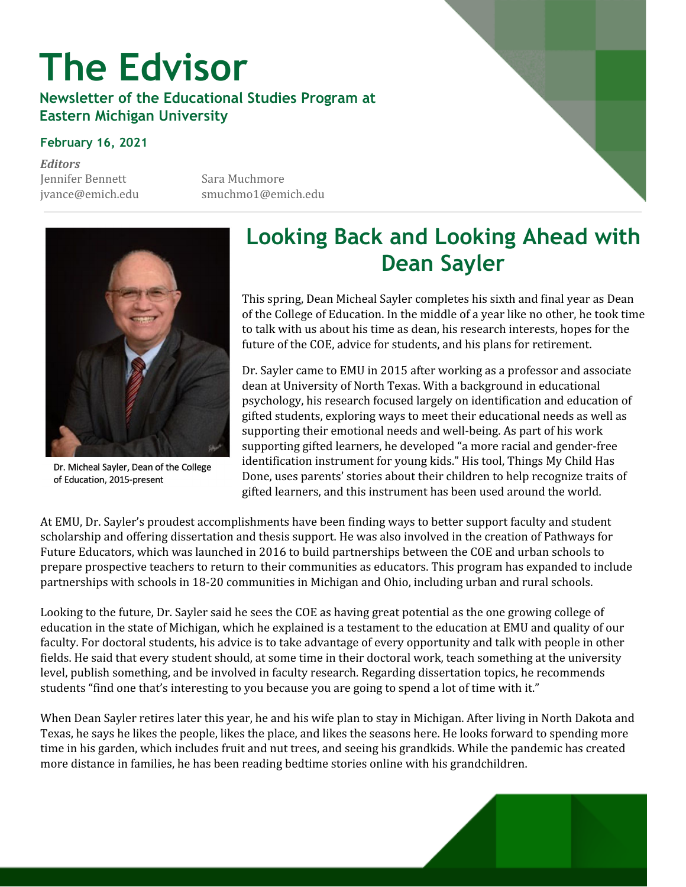# The Edvisor

**Newsletter of the Educational Studies Program at Eastern Michigan University**

**February 16, 2021**

***Editors***

Jennifer Bennett
jvance@emich.edu

Sara Muchmore
smuchmo1@emich.edu

## Looking Back and Looking Ahead with Dean Sayler

Dr. Micheal Sayler, Dean of the College of Education, 2015-present

This spring, Dean Micheal Sayler completes his sixth and final year as Dean of the College of Education. In the middle of a year like no other, he took time to talk with us about his time as dean, his research interests, hopes for the future of the COE, advice for students, and his plans for retirement.

Dr. Sayler came to EMU in 2015 after working as a professor and associate dean at University of North Texas. With a background in educational psychology, his research focused largely on identification and education of gifted students, exploring ways to meet their educational needs as well as supporting their emotional needs and well-being. As part of his work supporting gifted learners, he developed "a more racial and gender-free identification instrument for young kids." His tool, Things My Child Has Done, uses parents' stories about their children to help recognize traits of gifted learners, and this instrument has been used around the world.

At EMU, Dr. Sayler's proudest accomplishments have been finding ways to better support faculty and student scholarship and offering dissertation and thesis support. He was also involved in the creation of Pathways for Future Educators, which was launched in 2016 to build partnerships between the COE and urban schools to prepare prospective teachers to return to their communities as educators. This program has expanded to include partnerships with schools in 18-20 communities in Michigan and Ohio, including urban and rural schools.

Looking to the future, Dr. Sayler said he sees the COE as having great potential as the one growing college of education in the state of Michigan, which he explained is a testament to the education at EMU and quality of our faculty. For doctoral students, his advice is to take advantage of every opportunity and talk with people in other fields. He said that every student should, at some time in their doctoral work, teach something at the university level, publish something, and be involved in faculty research. Regarding dissertation topics, he recommends students "find one that's interesting to you because you are going to spend a lot of time with it."

When Dean Sayler retires later this year, he and his wife plan to stay in Michigan. After living in North Dakota and Texas, he says he likes the people, likes the place, and likes the seasons here. He looks forward to spending more time in his garden, which includes fruit and nut trees, and seeing his grandkids. While the pandemic has created more distance in families, he has been reading bedtime stories online with his grandchildren.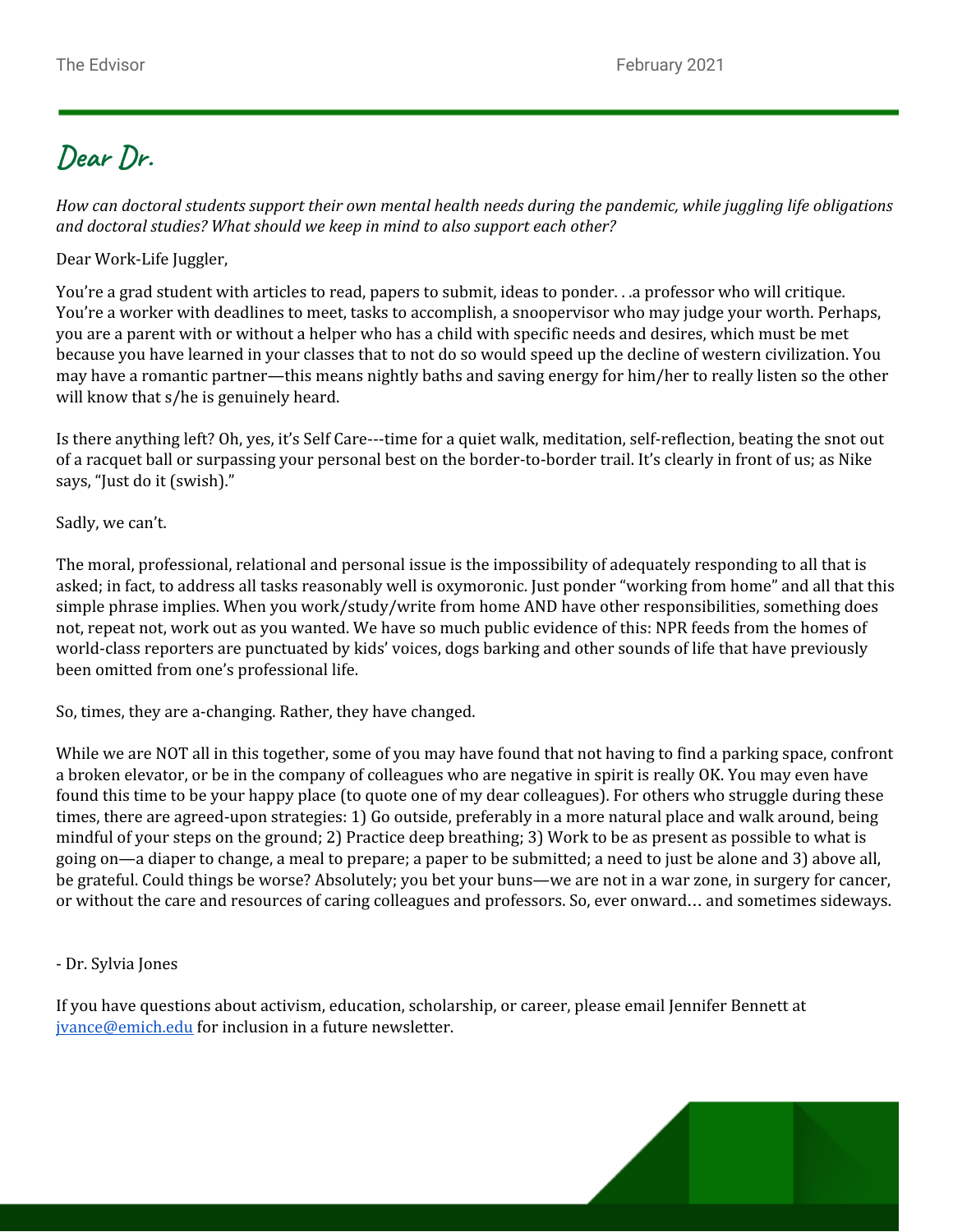# Dear Dr.

*How can doctoral students support their own mental health needs during the pandemic, while juggling life obligations and doctoral studies? What should we keep in mind to also support each other?*

Dear Work-Life Juggler,

You're a grad student with articles to read, papers to submit, ideas to ponder. . .a professor who will critique. You're a worker with deadlines to meet, tasks to accomplish, a snoopervisor who may judge your worth. Perhaps, you are a parent with or without a helper who has a child with specific needs and desires, which must be met because you have learned in your classes that to not do so would speed up the decline of western civilization. You may have a romantic partner—this means nightly baths and saving energy for him/her to really listen so the other will know that s/he is genuinely heard.

Is there anything left? Oh, yes, it's Self Care---time for a quiet walk, meditation, self-reflection, beating the snot out of a racquet ball or surpassing your personal best on the border-to-border trail. It's clearly in front of us; as Nike says, "Just do it (swish)."

Sadly, we can't.

The moral, professional, relational and personal issue is the impossibility of adequately responding to all that is asked; in fact, to address all tasks reasonably well is oxymoronic. Just ponder "working from home" and all that this simple phrase implies. When you work/study/write from home AND have other responsibilities, something does not, repeat not, work out as you wanted. We have so much public evidence of this: NPR feeds from the homes of world-class reporters are punctuated by kids' voices, dogs barking and other sounds of life that have previously been omitted from one's professional life.

So, times, they are a-changing. Rather, they have changed.

While we are NOT all in this together, some of you may have found that not having to find a parking space, confront a broken elevator, or be in the company of colleagues who are negative in spirit is really OK. You may even have found this time to be your happy place (to quote one of my dear colleagues). For others who struggle during these times, there are agreed-upon strategies: 1) Go outside, preferably in a more natural place and walk around, being mindful of your steps on the ground; 2) Practice deep breathing; 3) Work to be as present as possible to what is going on—a diaper to change, a meal to prepare; a paper to be submitted; a need to just be alone and 3) above all, be grateful. Could things be worse? Absolutely; you bet your buns—we are not in a war zone, in surgery for cancer, or without the care and resources of caring colleagues and professors. So, ever onward… and sometimes sideways.

\- Dr. Sylvia Jones

If you have questions about activism, education, scholarship, or career, please email Jennifer Bennett at [jvance@emich.edu](mailto:jvance@emich.edu) for inclusion in a future newsletter.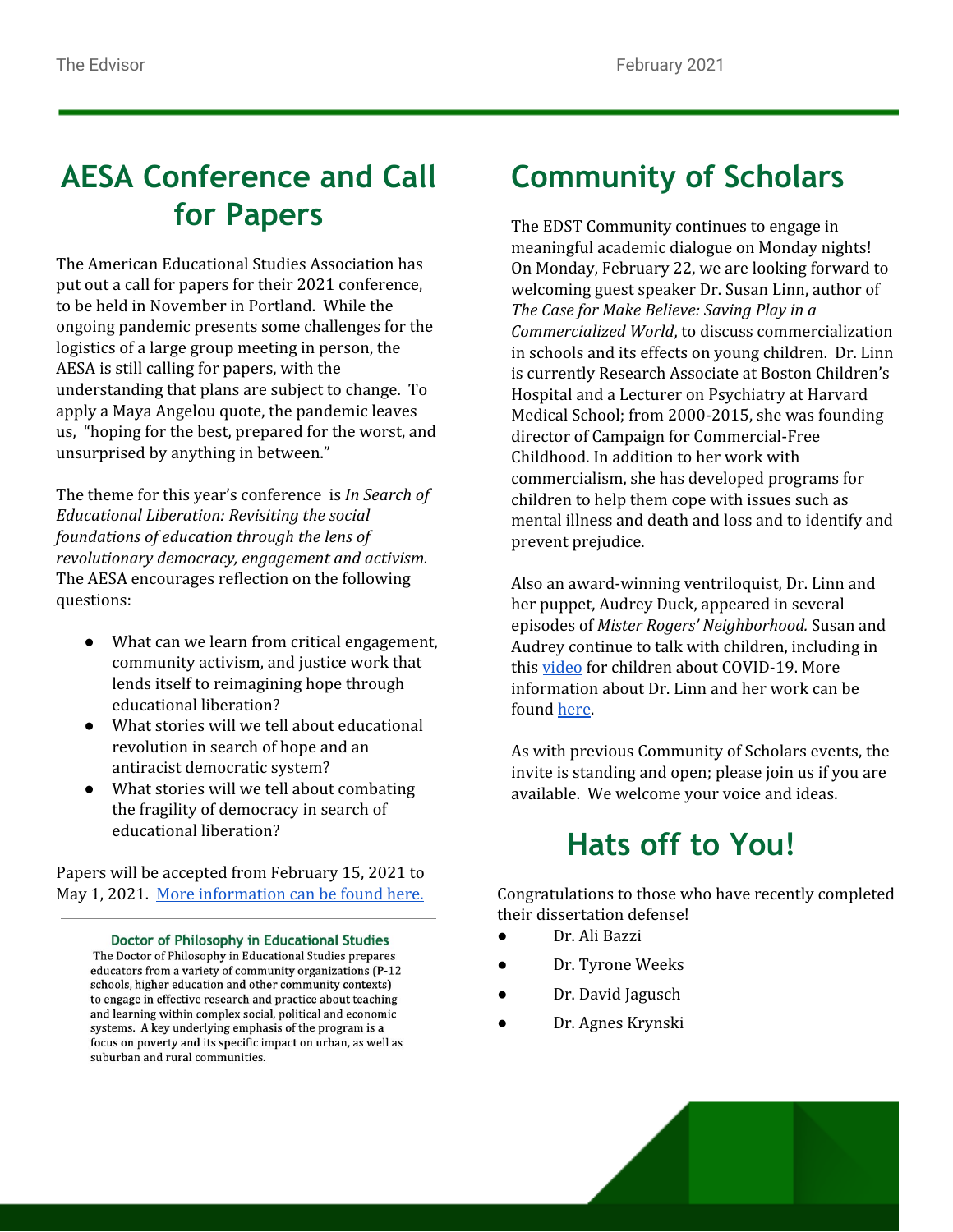# AESA Conference and Call for Papers

The American Educational Studies Association has put out a call for papers for their 2021 conference, to be held in November in Portland. While the ongoing pandemic presents some challenges for the logistics of a large group meeting in person, the AESA is still calling for papers, with the understanding that plans are subject to change. To apply a Maya Angelou quote, the pandemic leaves us, "hoping for the best, prepared for the worst, and unsurprised by anything in between."

The theme for this year's conference is *In Search of Educational Liberation: Revisiting the social foundations of education through the lens of revolutionary democracy, engagement and activism.* The AESA encourages reflection on the following questions:

- What can we learn from critical engagement, community activism, and justice work that lends itself to reimagining hope through educational liberation?
- What stories will we tell about educational revolution in search of hope and an antiracist democratic system?
- What stories will we tell about combating the fragility of democracy in search of educational liberation?

Papers will be accepted from February 15, 2021 to May 1, 2021. More information can be found here.

---

**Doctor of Philosophy in Educational Studies**

The Doctor of Philosophy in Educational Studies prepares educators from a variety of community organizations (P-12 schools, higher education and other community contexts) to engage in effective research and practice about teaching and learning within complex social, political and economic systems. A key underlying emphasis of the program is a focus on poverty and its specific impact on urban, as well as suburban and rural communities.

# Community of Scholars

The EDST Community continues to engage in meaningful academic dialogue on Monday nights! On Monday, February 22, we are looking forward to welcoming guest speaker Dr. Susan Linn, author of *The Case for Make Believe: Saving Play in a Commercialized World*, to discuss commercialization in schools and its effects on young children. Dr. Linn is currently Research Associate at Boston Children's Hospital and a Lecturer on Psychiatry at Harvard Medical School; from 2000-2015, she was founding director of Campaign for Commercial-Free Childhood. In addition to her work with commercialism, she has developed programs for children to help them cope with issues such as mental illness and death and loss and to identify and prevent prejudice.

Also an award-winning ventriloquist, Dr. Linn and her puppet, Audrey Duck, appeared in several episodes of *Mister Rogers' Neighborhood.* Susan and Audrey continue to talk with children, including in this video for children about COVID-19. More information about Dr. Linn and her work can be found here.

As with previous Community of Scholars events, the invite is standing and open; please join us if you are available. We welcome your voice and ideas.

# Hats off to You!

Congratulations to those who have recently completed their dissertation defense!

- Dr. Ali Bazzi
- Dr. Tyrone Weeks
- Dr. David Jagusch
- Dr. Agnes Krynski